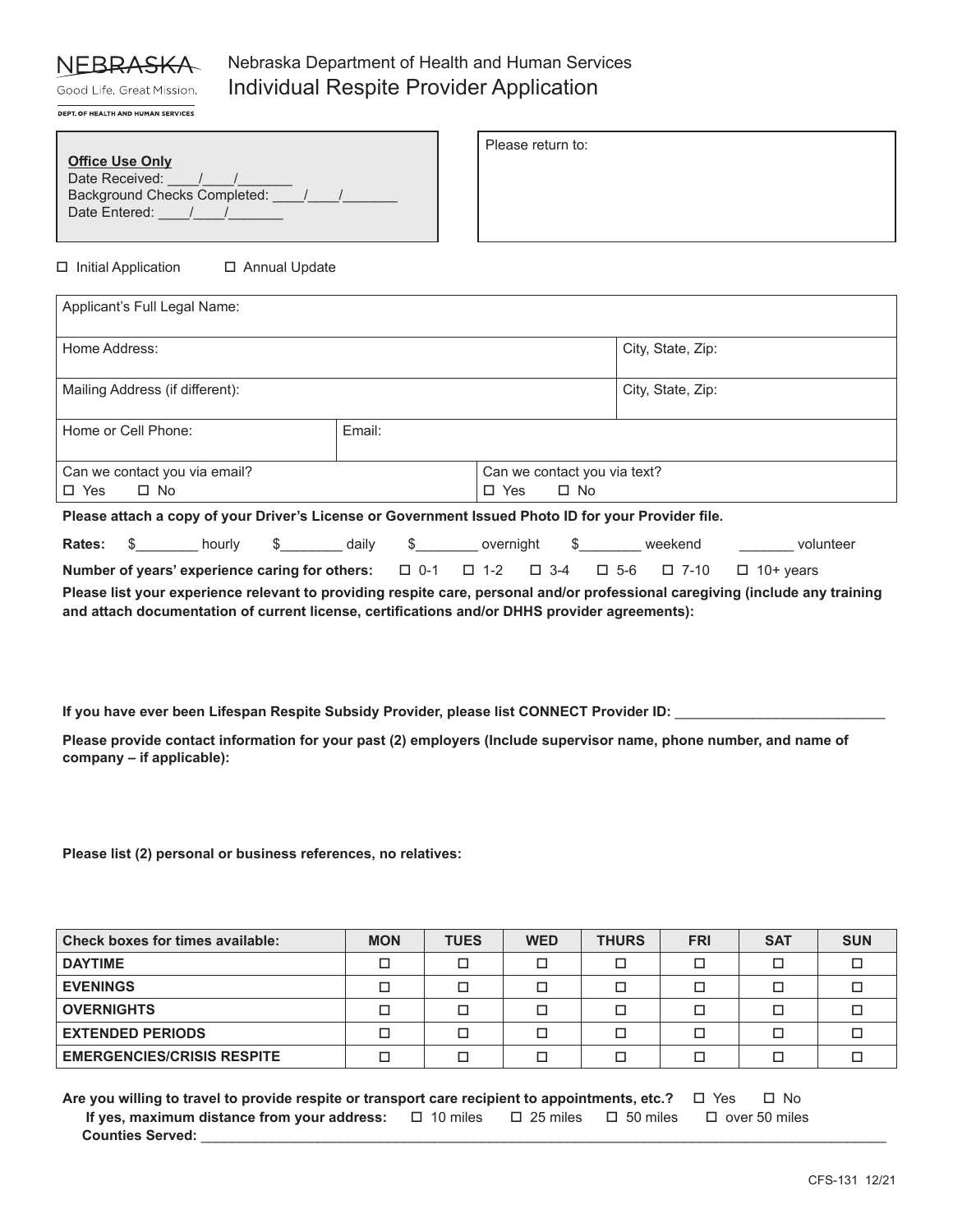NEBRASKA
Good Life. Great Mission.
DEPT. OF HEALTH AND HUMAN SERVICES

Nebraska Department of Health and Human Services

# Individual Respite Provider Application

**Office Use Only**
Date Received: ____/____/_______
Background Checks Completed: ____/____/_______
Date Entered: ____/____/_______

Please return to:

☐ Initial Application ☐ Annual Update

| Applicant's Full Legal Name: | | |
|---|---|---|
| Home Address: | | City, State, Zip: |
| Mailing Address (if different): | | City, State, Zip: |
| Home or Cell Phone: | Email: | |
| Can we contact you via email? ☐ Yes ☐ No | Can we contact you via text? ☐ Yes ☐ No | |

**Please attach a copy of your Driver's License or Government Issued Photo ID for your Provider file.**

**Rates:** $________ hourly $________ daily $________ overnight $________ weekend _______ volunteer

**Number of years' experience caring for others:** ☐ 0-1 ☐ 1-2 ☐ 3-4 ☐ 5-6 ☐ 7-10 ☐ 10+ years

**Please list your experience relevant to providing respite care, personal and/or professional caregiving (include any training and attach documentation of current license, certifications and/or DHHS provider agreements):**

**If you have ever been Lifespan Respite Subsidy Provider, please list CONNECT Provider ID:** ___________________________

**Please provide contact information for your past (2) employers (Include supervisor name, phone number, and name of company – if applicable):**

**Please list (2) personal or business references, no relatives:**

| Check boxes for times available: | MON | TUES | WED | THURS | FRI | SAT | SUN |
|---|---|---|---|---|---|---|---|
| **DAYTIME** | ☐ | ☐ | ☐ | ☐ | ☐ | ☐ | ☐ |
| **EVENINGS** | ☐ | ☐ | ☐ | ☐ | ☐ | ☐ | ☐ |
| **OVERNIGHTS** | ☐ | ☐ | ☐ | ☐ | ☐ | ☐ | ☐ |
| **EXTENDED PERIODS** | ☐ | ☐ | ☐ | ☐ | ☐ | ☐ | ☐ |
| **EMERGENCIES/CRISIS RESPITE** | ☐ | ☐ | ☐ | ☐ | ☐ | ☐ | ☐ |

**Are you willing to travel to provide respite or transport care recipient to appointments, etc.?** ☐ Yes ☐ No
**If yes, maximum distance from your address:** ☐ 10 miles ☐ 25 miles ☐ 50 miles ☐ over 50 miles
**Counties Served:** ______________________________________________________________________________

CFS-131 12/21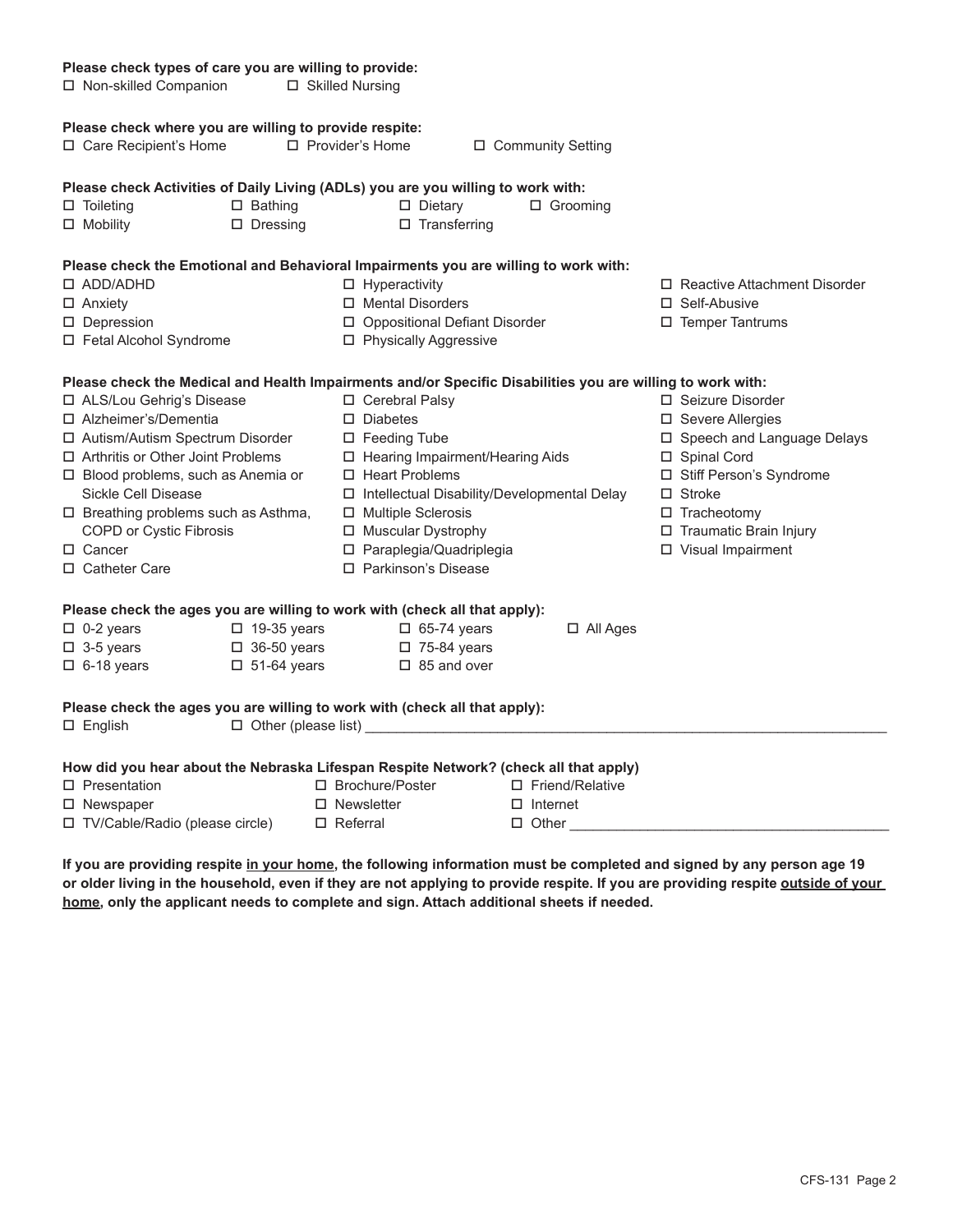**Please check types of care you are willing to provide:**

- ☐ Non-skilled Companion
- ☐ Skilled Nursing

**Please check where you are willing to provide respite:**

- ☐ Care Recipient's Home
- ☐ Provider's Home
- ☐ Community Setting

**Please check Activities of Daily Living (ADLs) you are you willing to work with:**

- ☐ Toileting
- ☐ Bathing
- ☐ Dietary
- ☐ Grooming
- ☐ Mobility
- ☐ Dressing
- ☐ Transferring

**Please check the Emotional and Behavioral Impairments you are willing to work with:**

- ☐ ADD/ADHD
- ☐ Anxiety
- ☐ Depression
- ☐ Fetal Alcohol Syndrome
- ☐ Hyperactivity
- ☐ Mental Disorders
- ☐ Oppositional Defiant Disorder
- ☐ Physically Aggressive
- ☐ Reactive Attachment Disorder
- ☐ Self-Abusive
- ☐ Temper Tantrums

**Please check the Medical and Health Impairments and/or Specific Disabilities you are willing to work with:**

- ☐ ALS/Lou Gehrig's Disease
- ☐ Alzheimer's/Dementia
- ☐ Autism/Autism Spectrum Disorder
- ☐ Arthritis or Other Joint Problems
- ☐ Blood problems, such as Anemia or Sickle Cell Disease
- ☐ Breathing problems such as Asthma, COPD or Cystic Fibrosis
- ☐ Cancer
- ☐ Catheter Care
- ☐ Cerebral Palsy
- ☐ Diabetes
- ☐ Feeding Tube
- ☐ Hearing Impairment/Hearing Aids
- ☐ Heart Problems
- ☐ Intellectual Disability/Developmental Delay
- ☐ Multiple Sclerosis
- ☐ Muscular Dystrophy
- ☐ Paraplegia/Quadriplegia
- ☐ Parkinson's Disease
- ☐ Seizure Disorder
- ☐ Severe Allergies
- ☐ Speech and Language Delays
- ☐ Spinal Cord
- ☐ Stiff Person's Syndrome
- ☐ Stroke
- ☐ Tracheotomy
- ☐ Traumatic Brain Injury
- ☐ Visual Impairment

**Please check the ages you are willing to work with (check all that apply):**

- ☐ 0-2 years
- ☐ 3-5 years
- ☐ 6-18 years
- ☐ 19-35 years
- ☐ 36-50 years
- ☐ 51-64 years
- ☐ 65-74 years
- ☐ 75-84 years
- ☐ 85 and over
- ☐ All Ages

**Please check the ages you are willing to work with (check all that apply):**

- ☐ English
- ☐ Other (please list) ____________________

**How did you hear about the Nebraska Lifespan Respite Network? (check all that apply)**

- ☐ Presentation
- ☐ Newspaper
- ☐ TV/Cable/Radio (please circle)
- ☐ Brochure/Poster
- ☐ Newsletter
- ☐ Referral
- ☐ Friend/Relative
- ☐ Internet
- ☐ Other ____________________

**If you are providing respite <u>in your home</u>, the following information must be completed and signed by any person age 19 or older living in the household, even if they are not applying to provide respite. If you are providing respite <u>outside of your home</u>, only the applicant needs to complete and sign. Attach additional sheets if needed.**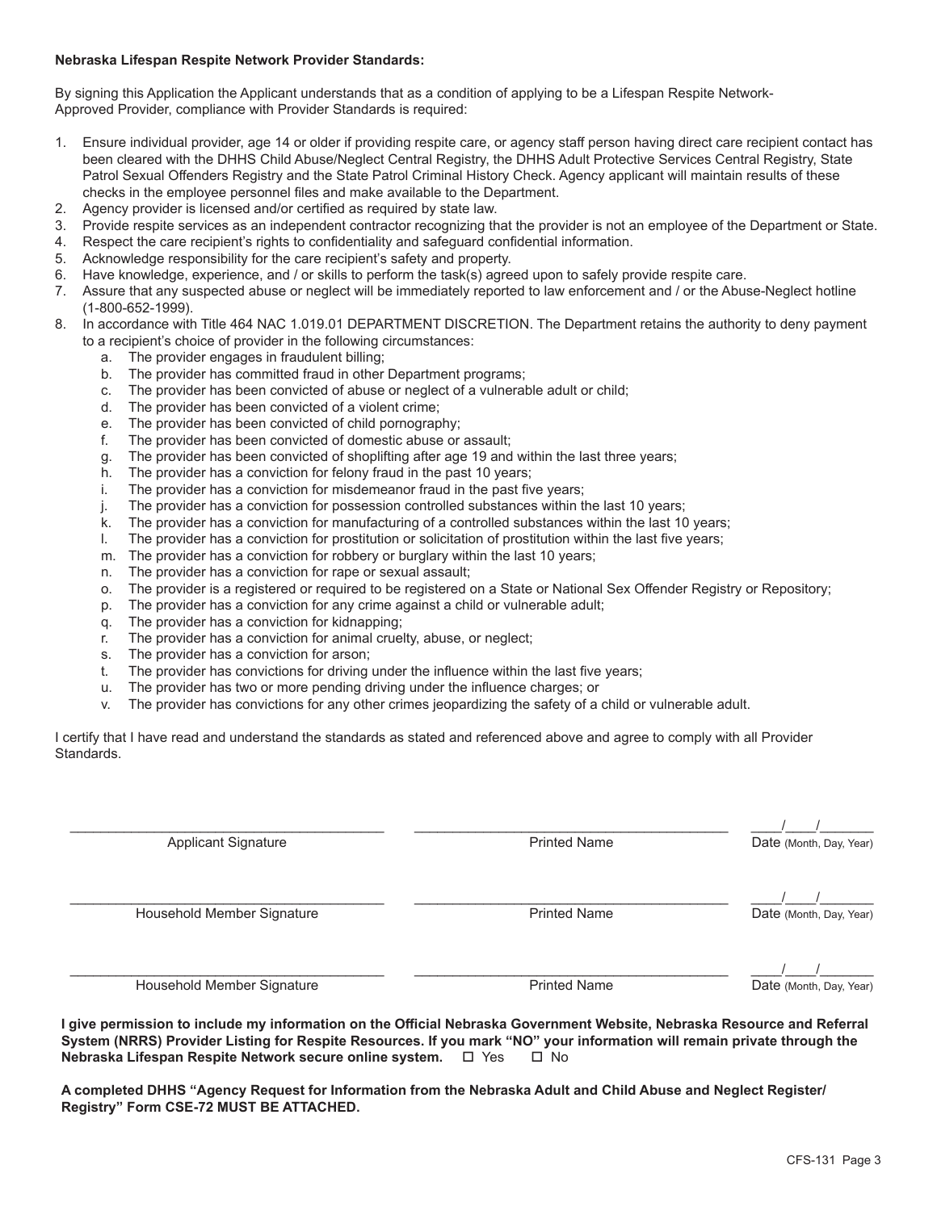**Nebraska Lifespan Respite Network Provider Standards:**

By signing this Application the Applicant understands that as a condition of applying to be a Lifespan Respite Network-Approved Provider, compliance with Provider Standards is required:

1. Ensure individual provider, age 14 or older if providing respite care, or agency staff person having direct care recipient contact has been cleared with the DHHS Child Abuse/Neglect Central Registry, the DHHS Adult Protective Services Central Registry, State Patrol Sexual Offenders Registry and the State Patrol Criminal History Check. Agency applicant will maintain results of these checks in the employee personnel files and make available to the Department.
2. Agency provider is licensed and/or certified as required by state law.
3. Provide respite services as an independent contractor recognizing that the provider is not an employee of the Department or State.
4. Respect the care recipient's rights to confidentiality and safeguard confidential information.
5. Acknowledge responsibility for the care recipient's safety and property.
6. Have knowledge, experience, and / or skills to perform the task(s) agreed upon to safely provide respite care.
7. Assure that any suspected abuse or neglect will be immediately reported to law enforcement and / or the Abuse-Neglect hotline (1-800-652-1999).
8. In accordance with Title 464 NAC 1.019.01 DEPARTMENT DISCRETION. The Department retains the authority to deny payment to a recipient's choice of provider in the following circumstances:
   a. The provider engages in fraudulent billing;
   b. The provider has committed fraud in other Department programs;
   c. The provider has been convicted of abuse or neglect of a vulnerable adult or child;
   d. The provider has been convicted of a violent crime;
   e. The provider has been convicted of child pornography;
   f. The provider has been convicted of domestic abuse or assault;
   g. The provider has been convicted of shoplifting after age 19 and within the last three years;
   h. The provider has a conviction for felony fraud in the past 10 years;
   i. The provider has a conviction for misdemeanor fraud in the past five years;
   j. The provider has a conviction for possession controlled substances within the last 10 years;
   k. The provider has a conviction for manufacturing of a controlled substances within the last 10 years;
   l. The provider has a conviction for prostitution or solicitation of prostitution within the last five years;
   m. The provider has a conviction for robbery or burglary within the last 10 years;
   n. The provider has a conviction for rape or sexual assault;
   o. The provider is a registered or required to be registered on a State or National Sex Offender Registry or Repository;
   p. The provider has a conviction for any crime against a child or vulnerable adult;
   q. The provider has a conviction for kidnapping;
   r. The provider has a conviction for animal cruelty, abuse, or neglect;
   s. The provider has a conviction for arson;
   t. The provider has convictions for driving under the influence within the last five years;
   u. The provider has two or more pending driving under the influence charges; or
   v. The provider has convictions for any other crimes jeopardizing the safety of a child or vulnerable adult.

I certify that I have read and understand the standards as stated and referenced above and agree to comply with all Provider Standards.

| \_\_\_\_\_\_\_\_\_\_\_\_\_\_\_\_\_\_\_\_ | \_\_\_\_\_\_\_\_\_\_\_\_\_\_\_\_\_\_\_\_ | \_\_\_\_/\_\_\_\_/\_\_\_\_\_\_\_ |
|---|---|---|
| Applicant Signature | Printed Name | Date (Month, Day, Year) |
| Household Member Signature | Printed Name | Date (Month, Day, Year) |
| Household Member Signature | Printed Name | Date (Month, Day, Year) |

**I give permission to include my information on the Official Nebraska Government Website, Nebraska Resource and Referral System (NRRS) Provider Listing for Respite Resources. If you mark "NO" your information will remain private through the Nebraska Lifespan Respite Network secure online system.** ☐ Yes ☐ No

**A completed DHHS "Agency Request for Information from the Nebraska Adult and Child Abuse and Neglect Register/ Registry" Form CSE-72 MUST BE ATTACHED.**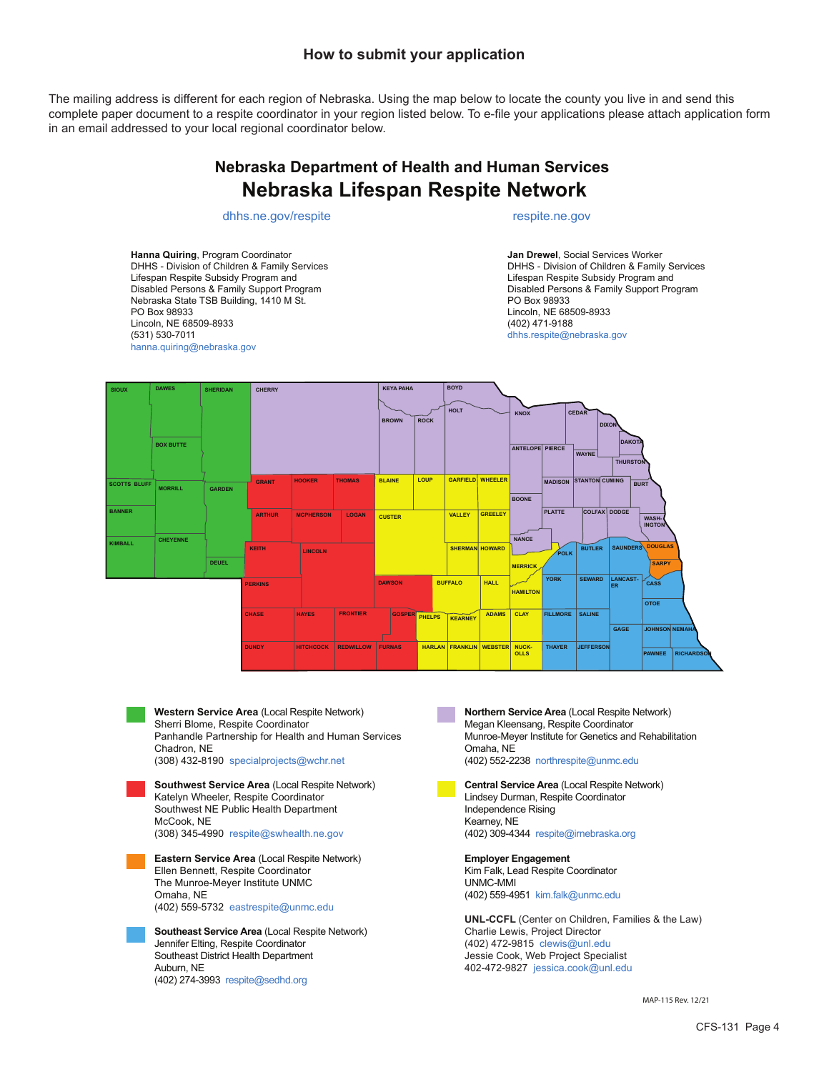## How to submit your application

The mailing address is different for each region of Nebraska. Using the map below to locate the county you live in and send this complete paper document to a respite coordinator in your region listed below. To e-file your applications please attach application form in an email addressed to your local regional coordinator below.

### Nebraska Department of Health and Human Services

# Nebraska Lifespan Respite Network

dhhs.ne.gov/respite

respite.ne.gov

**Hanna Quiring**, Program Coordinator
DHHS - Division of Children & Family Services
Lifespan Respite Subsidy Program and
Disabled Persons & Family Support Program
Nebraska State TSB Building, 1410 M St.
PO Box 98933
Lincoln, NE 68509-8933
(531) 530-7011
hanna.quiring@nebraska.gov

**Jan Drewel**, Social Services Worker
DHHS - Division of Children & Family Services
Lifespan Respite Subsidy Program and
Disabled Persons & Family Support Program
PO Box 98933
Lincoln, NE 68509-8933
(402) 471-9188
dhhs.respite@nebraska.gov

**Western Service Area** (Local Respite Network)
Sherri Blome, Respite Coordinator
Panhandle Partnership for Health and Human Services
Chadron, NE
(308) 432-8190 specialprojects@wchr.net

**Southwest Service Area** (Local Respite Network)
Katelyn Wheeler, Respite Coordinator
Southwest NE Public Health Department
McCook, NE
(308) 345-4990 respite@swhealth.ne.gov

**Eastern Service Area** (Local Respite Network)
Ellen Bennett, Respite Coordinator
The Munroe-Meyer Institute UNMC
Omaha, NE
(402) 559-5732 eastrespite@unmc.edu

**Southeast Service Area** (Local Respite Network)
Jennifer Elting, Respite Coordinator
Southeast District Health Department
Auburn, NE
(402) 274-3993 respite@sedhd.org

**Northern Service Area** (Local Respite Network)
Megan Kleensang, Respite Coordinator
Munroe-Meyer Institute for Genetics and Rehabilitation
Omaha, NE
(402) 552-2238 northrespite@unmc.edu

**Central Service Area** (Local Respite Network)
Lindsey Durman, Respite Coordinator
Independence Rising
Kearney, NE
(402) 309-4344 respite@irnebraska.org

**Employer Engagement**
Kim Falk, Lead Respite Coordinator
UNMC-MMI
(402) 559-4951 kim.falk@unmc.edu

**UNL-CCFL** (Center on Children, Families & the Law)
Charlie Lewis, Project Director
(402) 472-9815 clewis@unl.edu
Jessie Cook, Web Project Specialist
402-472-9827 jessica.cook@unl.edu

MAP-115 Rev. 12/21